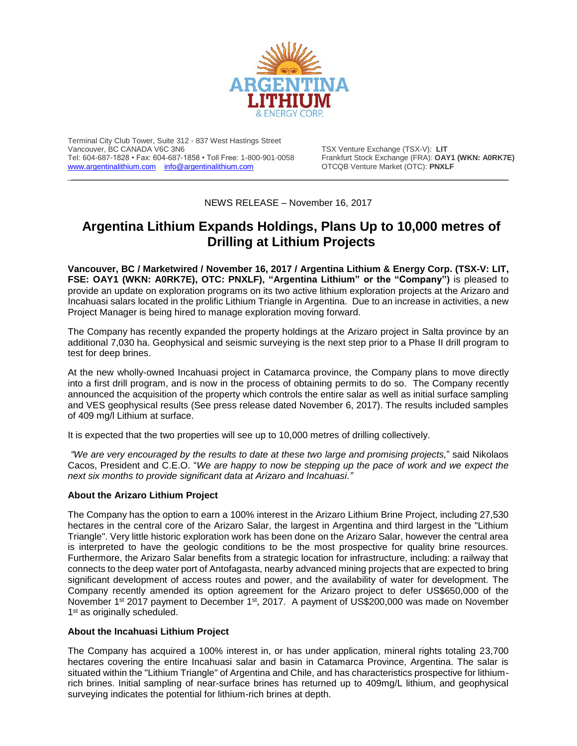Terminal City Club Tower, Suite 312 - 837 West Hastings Street
Vancouver, BC CANADA V6C 3N6
Tel: 604-687-1828 • Fax: 604-687-1858 • Toll Free: 1-800-901-0058
www.argentinalithium.com info@argentinalithium.com

TSX Venture Exchange (TSX-V): **LIT**
Frankfurt Stock Exchange (FRA): **OAY1 (WKN: A0RK7E)**
OTCQB Venture Market (OTC): **PNXLF**

NEWS RELEASE – November 16, 2017

# Argentina Lithium Expands Holdings, Plans Up to 10,000 metres of Drilling at Lithium Projects

**Vancouver, BC / Marketwired / November 16, 2017 / Argentina Lithium & Energy Corp. (TSX-V: LIT, FSE: OAY1 (WKN: A0RK7E), OTC: PNXLF), "Argentina Lithium" or the "Company")** is pleased to provide an update on exploration programs on its two active lithium exploration projects at the Arizaro and Incahuasi salars located in the prolific Lithium Triangle in Argentina. Due to an increase in activities, a new Project Manager is being hired to manage exploration moving forward.

The Company has recently expanded the property holdings at the Arizaro project in Salta province by an additional 7,030 ha. Geophysical and seismic surveying is the next step prior to a Phase II drill program to test for deep brines.

At the new wholly-owned Incahuasi project in Catamarca province, the Company plans to move directly into a first drill program, and is now in the process of obtaining permits to do so. The Company recently announced the acquisition of the property which controls the entire salar as well as initial surface sampling and VES geophysical results (See press release dated November 6, 2017). The results included samples of 409 mg/l Lithium at surface.

It is expected that the two properties will see up to 10,000 metres of drilling collectively.

*"We are very encouraged by the results to date at these two large and promising projects,"* said Nikolaos Cacos, President and C.E.O. "*We are happy to now be stepping up the pace of work and we expect the next six months to provide significant data at Arizaro and Incahuasi."*

**About the Arizaro Lithium Project**

The Company has the option to earn a 100% interest in the Arizaro Lithium Brine Project, including 27,530 hectares in the central core of the Arizaro Salar, the largest in Argentina and third largest in the "Lithium Triangle". Very little historic exploration work has been done on the Arizaro Salar, however the central area is interpreted to have the geologic conditions to be the most prospective for quality brine resources. Furthermore, the Arizaro Salar benefits from a strategic location for infrastructure, including: a railway that connects to the deep water port of Antofagasta, nearby advanced mining projects that are expected to bring significant development of access routes and power, and the availability of water for development. The Company recently amended its option agreement for the Arizaro project to defer US$650,000 of the November 1st 2017 payment to December 1st, 2017. A payment of US$200,000 was made on November 1st as originally scheduled.

**About the Incahuasi Lithium Project**

The Company has acquired a 100% interest in, or has under application, mineral rights totaling 23,700 hectares covering the entire Incahuasi salar and basin in Catamarca Province, Argentina. The salar is situated within the "Lithium Triangle" of Argentina and Chile, and has characteristics prospective for lithium-rich brines. Initial sampling of near-surface brines has returned up to 409mg/L lithium, and geophysical surveying indicates the potential for lithium-rich brines at depth.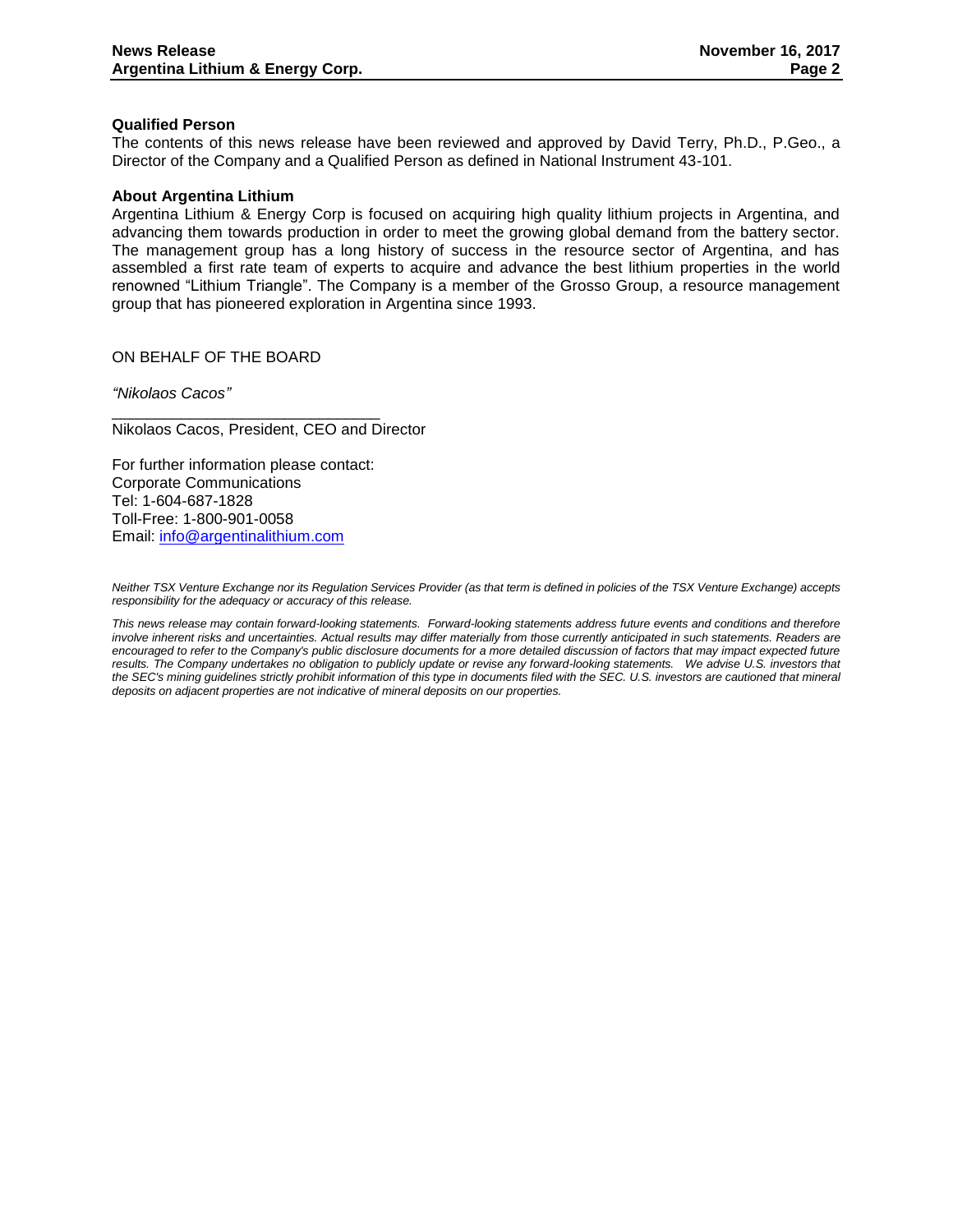**Qualified Person**

The contents of this news release have been reviewed and approved by David Terry, Ph.D., P.Geo., a Director of the Company and a Qualified Person as defined in National Instrument 43-101.

**About Argentina Lithium**

Argentina Lithium & Energy Corp is focused on acquiring high quality lithium projects in Argentina, and advancing them towards production in order to meet the growing global demand from the battery sector. The management group has a long history of success in the resource sector of Argentina, and has assembled a first rate team of experts to acquire and advance the best lithium properties in the world renowned "Lithium Triangle". The Company is a member of the Grosso Group, a resource management group that has pioneered exploration in Argentina since 1993.

ON BEHALF OF THE BOARD

*"Nikolaos Cacos"*

_______________________________

Nikolaos Cacos, President, CEO and Director

For further information please contact:
Corporate Communications
Tel: 1-604-687-1828
Toll-Free: 1-800-901-0058
Email: info@argentinalithium.com

*Neither TSX Venture Exchange nor its Regulation Services Provider (as that term is defined in policies of the TSX Venture Exchange) accepts responsibility for the adequacy or accuracy of this release.*

*This news release may contain forward-looking statements. Forward-looking statements address future events and conditions and therefore involve inherent risks and uncertainties. Actual results may differ materially from those currently anticipated in such statements. Readers are encouraged to refer to the Company's public disclosure documents for a more detailed discussion of factors that may impact expected future results. The Company undertakes no obligation to publicly update or revise any forward-looking statements. We advise U.S. investors that the SEC's mining guidelines strictly prohibit information of this type in documents filed with the SEC. U.S. investors are cautioned that mineral deposits on adjacent properties are not indicative of mineral deposits on our properties.*